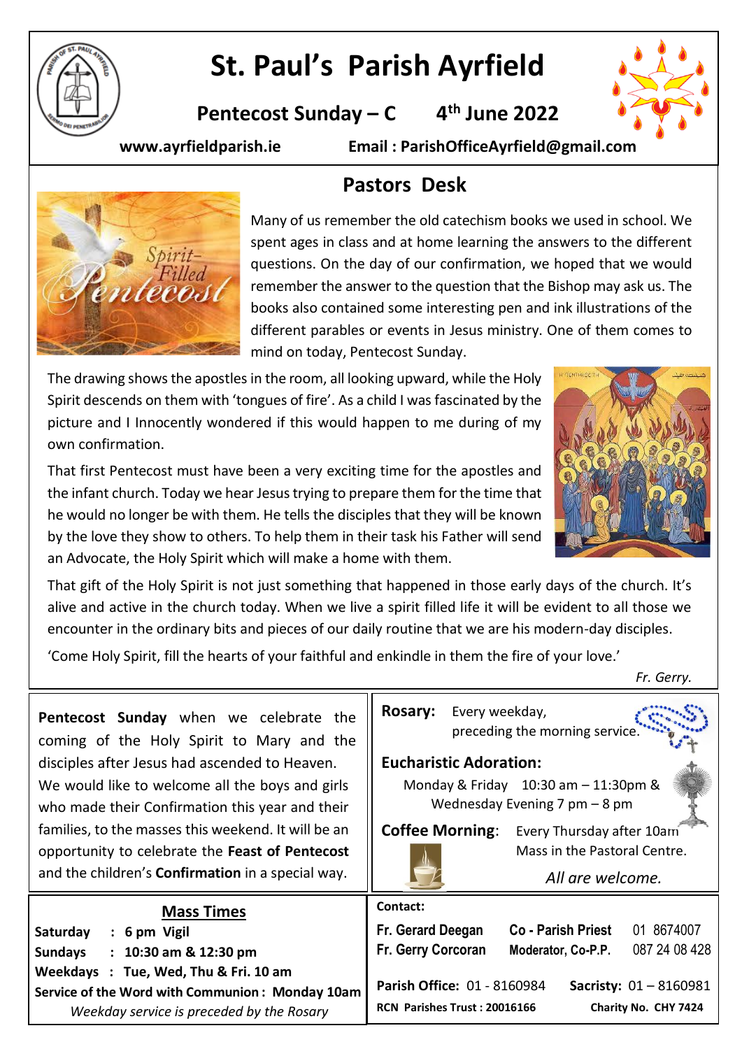# St. Paul's Parish Ayrfield

**Pentecost Sunday – C 4th June 2022**

**www.ayrfieldparish.ie Email : ParishOfficeAyrfield@gmail.com**

## Pastors Desk

Many of us remember the old catechism books we used in school. We spent ages in class and at home learning the answers to the different questions. On the day of our confirmation, we hoped that we would remember the answer to the question that the Bishop may ask us. The books also contained some interesting pen and ink illustrations of the different parables or events in Jesus ministry. One of them comes to mind on today, Pentecost Sunday.

The drawing shows the apostles in the room, all looking upward, while the Holy Spirit descends on them with 'tongues of fire'. As a child I was fascinated by the picture and I Innocently wondered if this would happen to me during of my own confirmation.

That first Pentecost must have been a very exciting time for the apostles and the infant church. Today we hear Jesus trying to prepare them for the time that he would no longer be with them. He tells the disciples that they will be known by the love they show to others. To help them in their task his Father will send an Advocate, the Holy Spirit which will make a home with them.

That gift of the Holy Spirit is not just something that happened in those early days of the church. It's alive and active in the church today. When we live a spirit filled life it will be evident to all those we encounter in the ordinary bits and pieces of our daily routine that we are his modern-day disciples.

'Come Holy Spirit, fill the hearts of your faithful and enkindle in them the fire of your love.'

*Fr. Gerry.*

**Pentecost Sunday** when we celebrate the coming of the Holy Spirit to Mary and the disciples after Jesus had ascended to Heaven. We would like to welcome all the boys and girls who made their Confirmation this year and their families, to the masses this weekend. It will be an opportunity to celebrate the **Feast of Pentecost** and the children's **Confirmation** in a special way.

**Rosary:** Every weekday, preceding the morning service.

**Eucharistic Adoration:**
Monday & Friday 10:30 am – 11:30pm & Wednesday Evening 7 pm – 8 pm

**Coffee Morning**: Every Thursday after 10am Mass in the Pastoral Centre.

*All are welcome.*

## Mass Times

**Saturday : 6 pm Vigil**
**Sundays : 10:30 am & 12:30 pm**
**Weekdays : Tue, Wed, Thu & Fri. 10 am**
**Service of the Word with Communion : Monday 10am**
*Weekday service is preceded by the Rosary*

**Contact:**

| | | |
|---|---|---|
| **Fr. Gerard Deegan** | **Co - Parish Priest** | 01 8674007 |
| **Fr. Gerry Corcoran** | **Moderator, Co-P.P.** | 087 24 08 428 |

**Parish Office:** 01 - 8160984 **Sacristy:** 01 – 8160981

**RCN Parishes Trust : 20016166 Charity No. CHY 7424**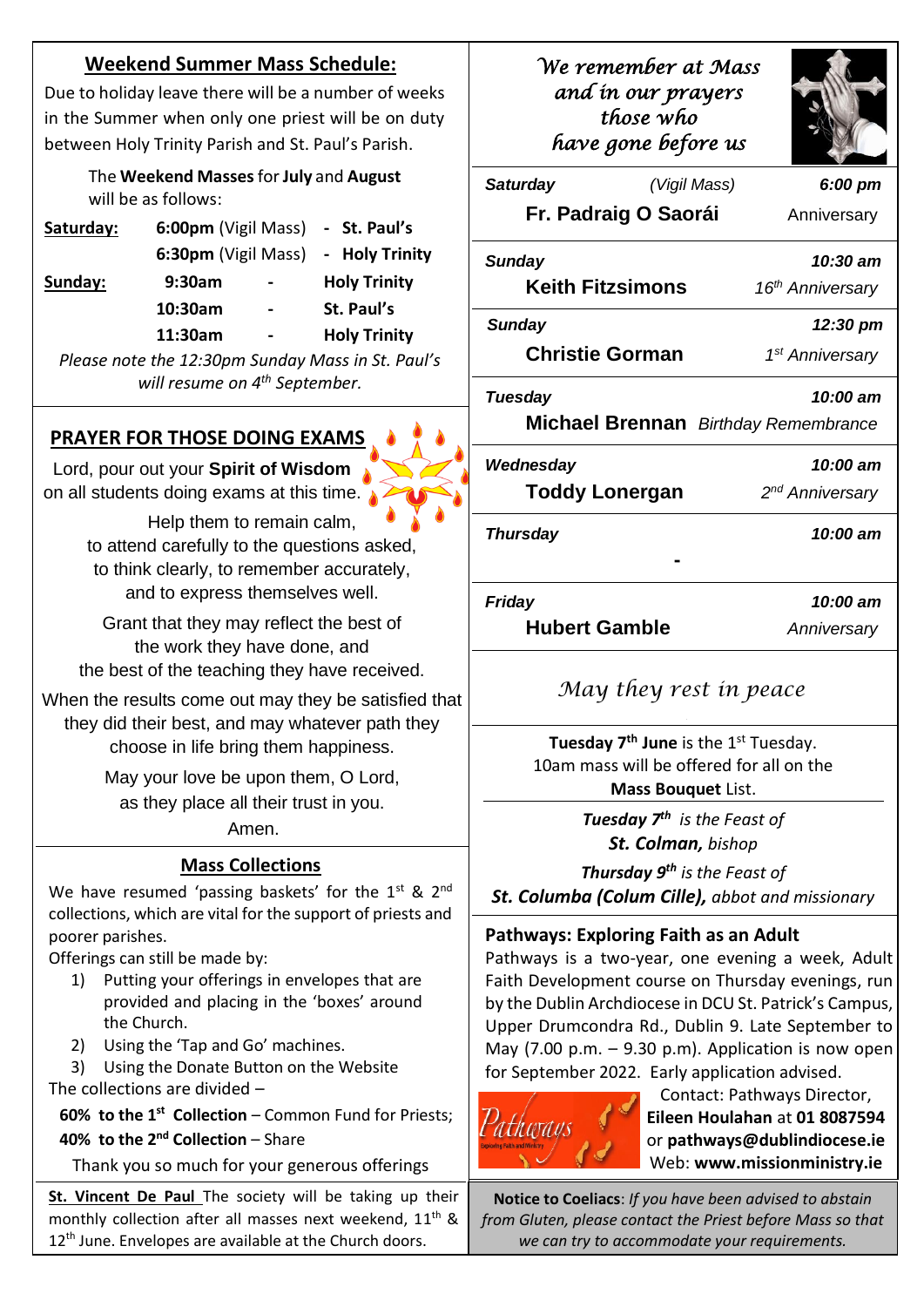## Weekend Summer Mass Schedule:

Due to holiday leave there will be a number of weeks in the Summer when only one priest will be on duty between Holy Trinity Parish and St. Paul's Parish.

The **Weekend Masses** for **July** and **August** will be as follows:

| | | | |
|---|---|---|---|
| **Saturday:** | **6:00pm** (Vigil Mass) | - | **St. Paul's** |
| | **6:30pm** (Vigil Mass) | - | **Holy Trinity** |
| **Sunday:** | **9:30am** | - | **Holy Trinity** |
| | **10:30am** | - | **St. Paul's** |
| | **11:30am** | - | **Holy Trinity** |

*Please note the 12:30pm Sunday Mass in St. Paul's will resume on 4th September.*

## PRAYER FOR THOSE DOING EXAMS

Lord, pour out your **Spirit of Wisdom** on all students doing exams at this time.

Help them to remain calm,
to attend carefully to the questions asked,
to think clearly, to remember accurately,
and to express themselves well.

Grant that they may reflect the best of the work they have done, and the best of the teaching they have received.

When the results come out may they be satisfied that they did their best, and may whatever path they choose in life bring them happiness.

May your love be upon them, O Lord,
as they place all their trust in you.
Amen.

## Mass Collections

We have resumed 'passing baskets' for the 1st & 2nd collections, which are vital for the support of priests and poorer parishes.

Offerings can still be made by:

1) Putting your offerings in envelopes that are provided and placing in the 'boxes' around the Church.
2) Using the 'Tap and Go' machines.
3) Using the Donate Button on the Website

The collections are divided –

**60% to the 1st Collection** – Common Fund for Priests;
**40% to the 2nd Collection** – Share

Thank you so much for your generous offerings

**St. Vincent De Paul** The society will be taking up their monthly collection after all masses next weekend, 11th & 12th June. Envelopes are available at the Church doors.

*We remember at Mass and in our prayers those who have gone before us*

| | | |
|---|---|---|
| ***Saturday*** (Vigil Mass) | **Fr. Padraig O Saorái** | Anniversary |
| | | ***6:00 pm*** |
| ***Sunday*** | **Keith Fitzsimons** | *16th Anniversary* |
| | | ***10:30 am*** |
| ***Sunday*** | **Christie Gorman** | *1st Anniversary* |
| | | ***12:30 pm*** |
| ***Tuesday*** | **Michael Brennan** | *Birthday Remembrance* |
| | | ***10:00 am*** |
| ***Wednesday*** | **Toddy Lonergan** | *2nd Anniversary* |
| | | ***10:00 am*** |
| ***Thursday*** | **-** | |
| | | ***10:00 am*** |
| ***Friday*** | **Hubert Gamble** | *Anniversary* |
| | | ***10:00 am*** |

*May they rest in peace*

**Tuesday 7th June** is the 1st Tuesday.
10am mass will be offered for all on the **Mass Bouquet** List.

***Tuesday 7th** is the Feast of*
***St. Colman,** bishop*

***Thursday 9th** is the Feast of*
***St. Columba (Colum Cille),** abbot and missionary*

**Pathways: Exploring Faith as an Adult**

Pathways is a two-year, one evening a week, Adult Faith Development course on Thursday evenings, run by the Dublin Archdiocese in DCU St. Patrick's Campus, Upper Drumcondra Rd., Dublin 9. Late September to May (7.00 p.m. – 9.30 p.m). Application is now open for September 2022. Early application advised.

Contact: Pathways Director,
**Eileen Houlahan** at **01 8087594**
or **pathways@dublindiocese.ie**
Web: **www.missionministry.ie**

**Notice to Coeliacs**: *If you have been advised to abstain from Gluten, please contact the Priest before Mass so that we can try to accommodate your requirements.*